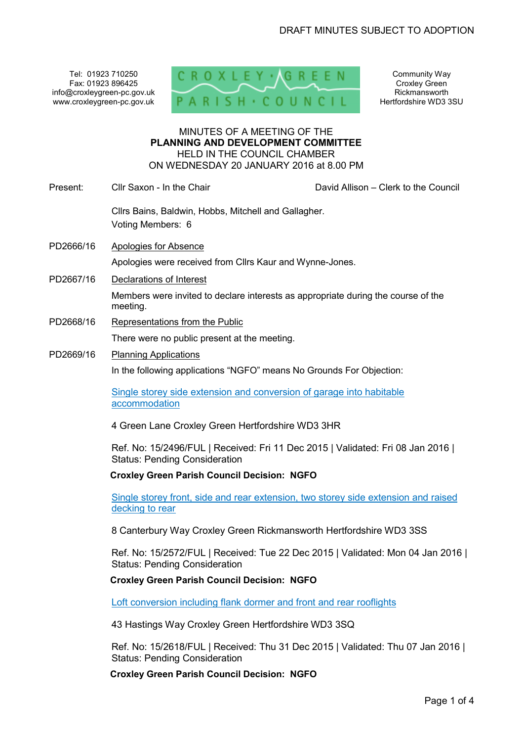DRAFT MINUTES SUBJECT TO ADOPTION

Tel: 01923 710250
Fax: 01923 896425
info@croxleygreen-pc.gov.uk
www.croxleygreen-pc.gov.uk

CROXLEY GREEN PARISH COUNCIL

Community Way
Croxley Green
Rickmansworth
Hertfordshire WD3 3SU

MINUTES OF A MEETING OF THE
**PLANNING AND DEVELOPMENT COMMITTEE**
HELD IN THE COUNCIL CHAMBER
ON WEDNESDAY 20 JANUARY 2016 at 8.00 PM

Present: Cllr Saxon - In the Chair — David Allison – Clerk to the Council

Cllrs Bains, Baldwin, Hobbs, Mitchell and Gallagher.
Voting Members: 6

PD2666/16 Apologies for Absence

Apologies were received from Cllrs Kaur and Wynne-Jones.

PD2667/16 Declarations of Interest

Members were invited to declare interests as appropriate during the course of the meeting.

PD2668/16 Representations from the Public

There were no public present at the meeting.

PD2669/16 Planning Applications

In the following applications "NGFO" means No Grounds For Objection:

Single storey side extension and conversion of garage into habitable accommodation

4 Green Lane Croxley Green Hertfordshire WD3 3HR

Ref. No: 15/2496/FUL | Received: Fri 11 Dec 2015 | Validated: Fri 08 Jan 2016 | Status: Pending Consideration

**Croxley Green Parish Council Decision: NGFO**

Single storey front, side and rear extension, two storey side extension and raised decking to rear

8 Canterbury Way Croxley Green Rickmansworth Hertfordshire WD3 3SS

Ref. No: 15/2572/FUL | Received: Tue 22 Dec 2015 | Validated: Mon 04 Jan 2016 | Status: Pending Consideration

**Croxley Green Parish Council Decision: NGFO**

Loft conversion including flank dormer and front and rear rooflights

43 Hastings Way Croxley Green Hertfordshire WD3 3SQ

Ref. No: 15/2618/FUL | Received: Thu 31 Dec 2015 | Validated: Thu 07 Jan 2016 | Status: Pending Consideration

**Croxley Green Parish Council Decision: NGFO**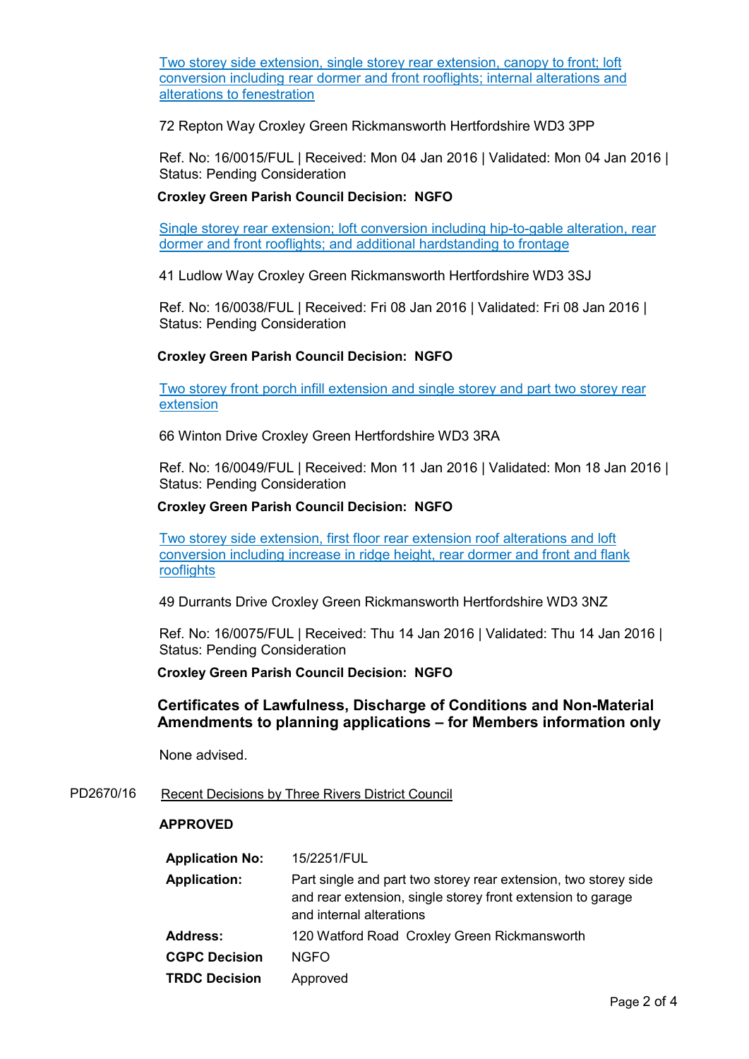[Two storey side extension, single storey rear extension, canopy to front; loft conversion including rear dormer and front rooflights; internal alterations and alterations to fenestration]

72 Repton Way Croxley Green Rickmansworth Hertfordshire WD3 3PP

Ref. No: 16/0015/FUL | Received: Mon 04 Jan 2016 | Validated: Mon 04 Jan 2016 | Status: Pending Consideration

**Croxley Green Parish Council Decision: NGFO**

[Single storey rear extension; loft conversion including hip-to-gable alteration, rear dormer and front rooflights; and additional hardstanding to frontage]

41 Ludlow Way Croxley Green Rickmansworth Hertfordshire WD3 3SJ

Ref. No: 16/0038/FUL | Received: Fri 08 Jan 2016 | Validated: Fri 08 Jan 2016 | Status: Pending Consideration

**Croxley Green Parish Council Decision: NGFO**

[Two storey front porch infill extension and single storey and part two storey rear extension]

66 Winton Drive Croxley Green Hertfordshire WD3 3RA

Ref. No: 16/0049/FUL | Received: Mon 11 Jan 2016 | Validated: Mon 18 Jan 2016 | Status: Pending Consideration

**Croxley Green Parish Council Decision: NGFO**

[Two storey side extension, first floor rear extension roof alterations and loft conversion including increase in ridge height, rear dormer and front and flank rooflights]

49 Durrants Drive Croxley Green Rickmansworth Hertfordshire WD3 3NZ

Ref. No: 16/0075/FUL | Received: Thu 14 Jan 2016 | Validated: Thu 14 Jan 2016 | Status: Pending Consideration

**Croxley Green Parish Council Decision: NGFO**

### Certificates of Lawfulness, Discharge of Conditions and Non-Material Amendments to planning applications – for Members information only

None advised.

PD2670/16 Recent Decisions by Three Rivers District Council

**APPROVED**

| | |
|---|---|
| **Application No:** | 15/2251/FUL |
| **Application:** | Part single and part two storey rear extension, two storey side and rear extension, single storey front extension to garage and internal alterations |
| **Address:** | 120 Watford Road Croxley Green Rickmansworth |
| **CGPC Decision** | NGFO |
| **TRDC Decision** | Approved |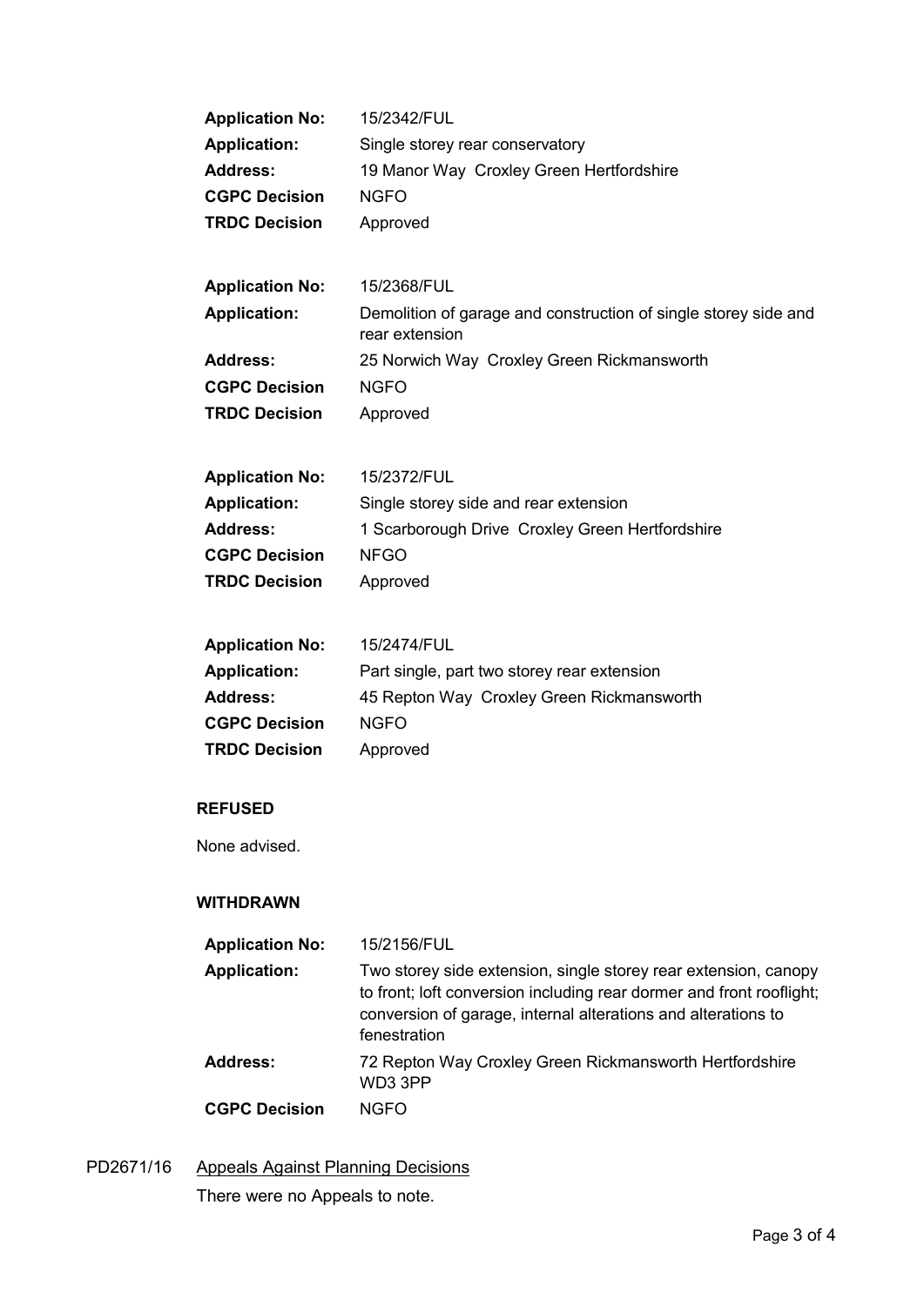| | |
|---|---|
| **Application No:** | 15/2342/FUL |
| **Application:** | Single storey rear conservatory |
| **Address:** | 19 Manor Way Croxley Green Hertfordshire |
| **CGPC Decision** | NGFO |
| **TRDC Decision** | Approved |

| | |
|---|---|
| **Application No:** | 15/2368/FUL |
| **Application:** | Demolition of garage and construction of single storey side and rear extension |
| **Address:** | 25 Norwich Way Croxley Green Rickmansworth |
| **CGPC Decision** | NGFO |
| **TRDC Decision** | Approved |

| | |
|---|---|
| **Application No:** | 15/2372/FUL |
| **Application:** | Single storey side and rear extension |
| **Address:** | 1 Scarborough Drive Croxley Green Hertfordshire |
| **CGPC Decision** | NFGO |
| **TRDC Decision** | Approved |

| | |
|---|---|
| **Application No:** | 15/2474/FUL |
| **Application:** | Part single, part two storey rear extension |
| **Address:** | 45 Repton Way Croxley Green Rickmansworth |
| **CGPC Decision** | NGFO |
| **TRDC Decision** | Approved |

**REFUSED**

None advised.

**WITHDRAWN**

| | |
|---|---|
| **Application No:** | 15/2156/FUL |
| **Application:** | Two storey side extension, single storey rear extension, canopy to front; loft conversion including rear dormer and front rooflight; conversion of garage, internal alterations and alterations to fenestration |
| **Address:** | 72 Repton Way Croxley Green Rickmansworth Hertfordshire WD3 3PP |
| **CGPC Decision** | NGFO |

PD2671/16 Appeals Against Planning Decisions

There were no Appeals to note.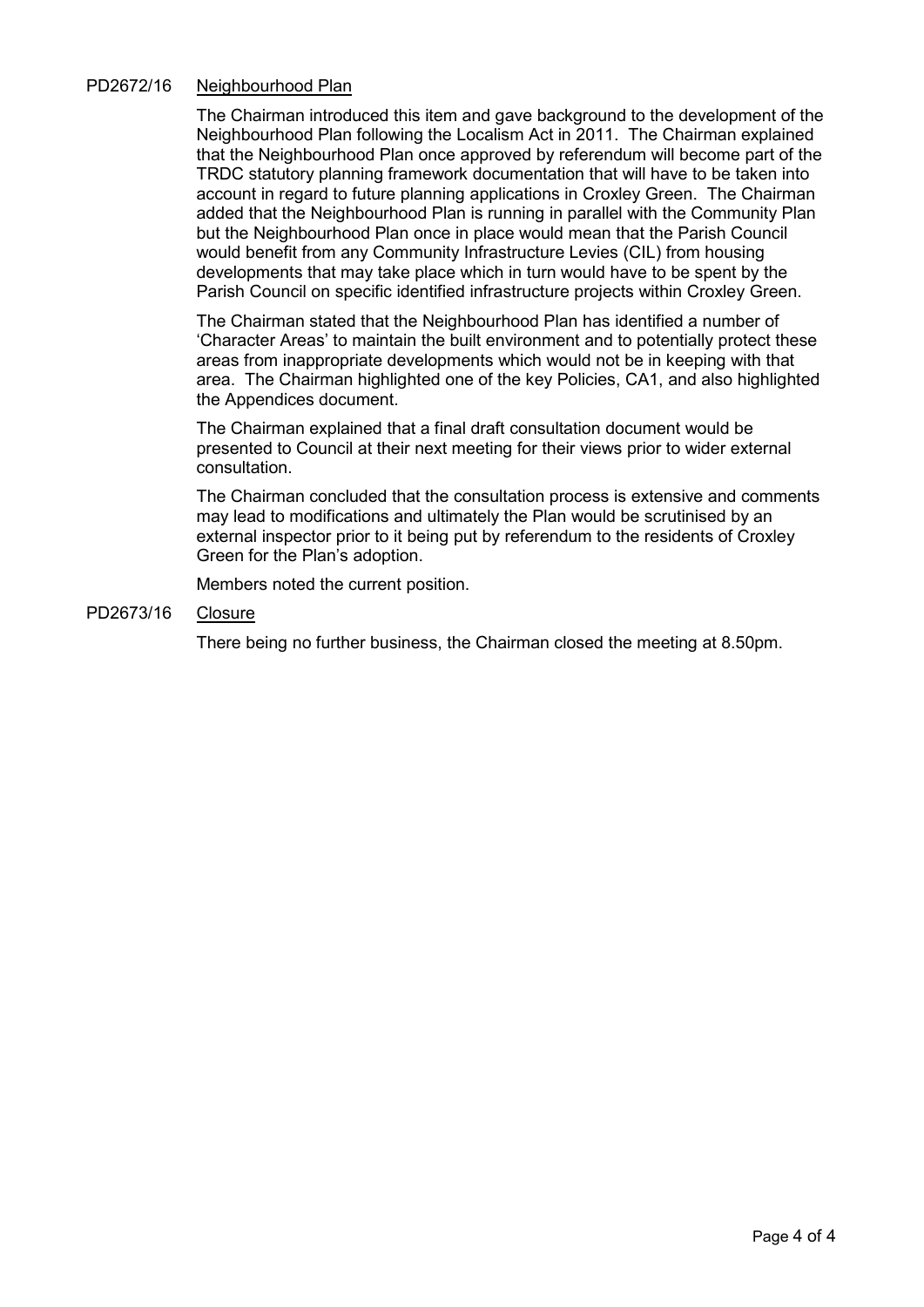PD2672/16 Neighbourhood Plan

The Chairman introduced this item and gave background to the development of the Neighbourhood Plan following the Localism Act in 2011. The Chairman explained that the Neighbourhood Plan once approved by referendum will become part of the TRDC statutory planning framework documentation that will have to be taken into account in regard to future planning applications in Croxley Green. The Chairman added that the Neighbourhood Plan is running in parallel with the Community Plan but the Neighbourhood Plan once in place would mean that the Parish Council would benefit from any Community Infrastructure Levies (CIL) from housing developments that may take place which in turn would have to be spent by the Parish Council on specific identified infrastructure projects within Croxley Green.

The Chairman stated that the Neighbourhood Plan has identified a number of 'Character Areas' to maintain the built environment and to potentially protect these areas from inappropriate developments which would not be in keeping with that area. The Chairman highlighted one of the key Policies, CA1, and also highlighted the Appendices document.

The Chairman explained that a final draft consultation document would be presented to Council at their next meeting for their views prior to wider external consultation.

The Chairman concluded that the consultation process is extensive and comments may lead to modifications and ultimately the Plan would be scrutinised by an external inspector prior to it being put by referendum to the residents of Croxley Green for the Plan's adoption.

Members noted the current position.

PD2673/16 Closure

There being no further business, the Chairman closed the meeting at 8.50pm.